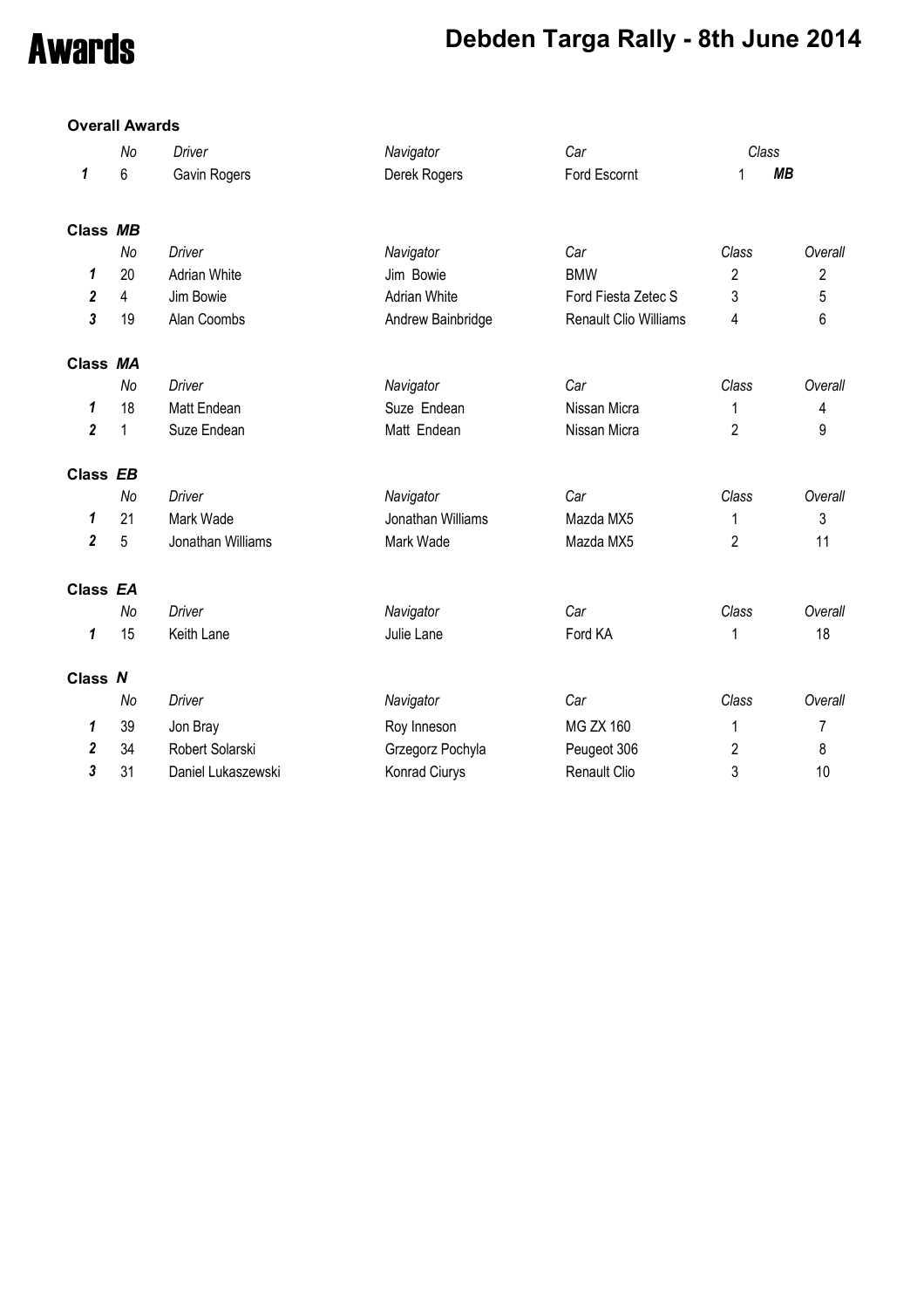# Awards

## Debden Targa Rally - 8th June 2014

### Overall Awards

| | No | Driver | Navigator | Car | Class | |
|---|---|---|---|---|---|---|
| 1 | 6 | Gavin Rogers | Derek Rogers | Ford Escornt | 1 | MB |

### Class MB

| | No | Driver | Navigator | Car | Class | Overall |
|---|---|---|---|---|---|---|
| 1 | 20 | Adrian White | Jim Bowie | BMW | 2 | 2 |
| 2 | 4 | Jim Bowie | Adrian White | Ford Fiesta Zetec S | 3 | 5 |
| 3 | 19 | Alan Coombs | Andrew Bainbridge | Renault Clio Williams | 4 | 6 |

### Class MA

| | No | Driver | Navigator | Car | Class | Overall |
|---|---|---|---|---|---|---|
| 1 | 18 | Matt Endean | Suze Endean | Nissan Micra | 1 | 4 |
| 2 | 1 | Suze Endean | Matt Endean | Nissan Micra | 2 | 9 |

### Class EB

| | No | Driver | Navigator | Car | Class | Overall |
|---|---|---|---|---|---|---|
| 1 | 21 | Mark Wade | Jonathan Williams | Mazda MX5 | 1 | 3 |
| 2 | 5 | Jonathan Williams | Mark Wade | Mazda MX5 | 2 | 11 |

### Class EA

| | No | Driver | Navigator | Car | Class | Overall |
|---|---|---|---|---|---|---|
| 1 | 15 | Keith Lane | Julie Lane | Ford KA | 1 | 18 |

### Class N

| | No | Driver | Navigator | Car | Class | Overall |
|---|---|---|---|---|---|---|
| 1 | 39 | Jon Bray | Roy Inneson | MG ZX 160 | 1 | 7 |
| 2 | 34 | Robert Solarski | Grzegorz Pochyla | Peugeot 306 | 2 | 8 |
| 3 | 31 | Daniel Lukaszewski | Konrad Ciurys | Renault Clio | 3 | 10 |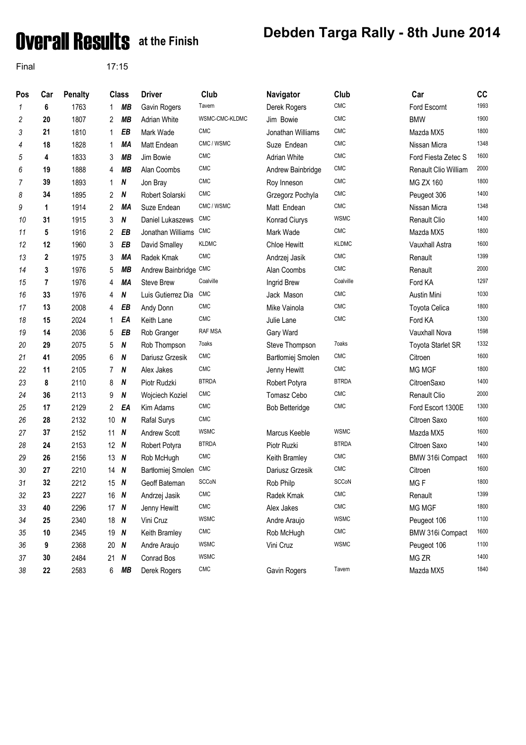# Overall Results at the Finish

## Debden Targa Rally - 8th June 2014

Final 17:15

| Pos | Car | Penalty | Class | | Driver | Club | Navigator | Club | Car | CC |
|---|---|---|---|---|---|---|---|---|---|---|
| 1 | 6 | 1763 | 1 | MB | Gavin Rogers | Tavern | Derek Rogers | CMC | Ford Escornt | 1993 |
| 2 | 20 | 1807 | 2 | MB | Adrian White | WSMC-CMC-KLDMC | Jim Bowie | CMC | BMW | 1900 |
| 3 | 21 | 1810 | 1 | EB | Mark Wade | CMC | Jonathan Williams | CMC | Mazda MX5 | 1800 |
| 4 | 18 | 1828 | 1 | MA | Matt Endean | CMC / WSMC | Suze Endean | CMC | Nissan Micra | 1348 |
| 5 | 4 | 1833 | 3 | MB | Jim Bowie | CMC | Adrian White | CMC | Ford Fiesta Zetec S | 1600 |
| 6 | 19 | 1888 | 4 | MB | Alan Coombs | CMC | Andrew Bainbridge | CMC | Renault Clio William | 2000 |
| 7 | 39 | 1893 | 1 | N | Jon Bray | CMC | Roy Inneson | CMC | MG ZX 160 | 1800 |
| 8 | 34 | 1895 | 2 | N | Robert Solarski | CMC | Grzegorz Pochyla | CMC | Peugeot 306 | 1400 |
| 9 | 1 | 1914 | 2 | MA | Suze Endean | CMC / WSMC | Matt Endean | CMC | Nissan Micra | 1348 |
| 10 | 31 | 1915 | 3 | N | Daniel Lukaszews | CMC | Konrad Ciurys | WSMC | Renault Clio | 1400 |
| 11 | 5 | 1916 | 2 | EB | Jonathan Williams | CMC | Mark Wade | CMC | Mazda MX5 | 1800 |
| 12 | 12 | 1960 | 3 | EB | David Smalley | KLDMC | Chloe Hewitt | KLDMC | Vauxhall Astra | 1600 |
| 13 | 2 | 1975 | 3 | MA | Radek Kmak | CMC | Andrzej Jasik | CMC | Renault | 1399 |
| 14 | 3 | 1976 | 5 | MB | Andrew Bainbridge | CMC | Alan Coombs | CMC | Renault | 2000 |
| 15 | 7 | 1976 | 4 | MA | Steve Brew | Coalville | Ingrid Brew | Coalville | Ford KA | 1297 |
| 16 | 33 | 1976 | 4 | N | Luis Gutierrez Dia | CMC | Jack Mason | CMC | Austin Mini | 1030 |
| 17 | 13 | 2008 | 4 | EB | Andy Donn | CMC | Mike Vainola | CMC | Toyota Celica | 1800 |
| 18 | 15 | 2024 | 1 | EA | Keith Lane | CMC | Julie Lane | CMC | Ford KA | 1300 |
| 19 | 14 | 2036 | 5 | EB | Rob Granger | RAF MSA | Gary Ward | | Vauxhall Nova | 1598 |
| 20 | 29 | 2075 | 5 | N | Rob Thompson | 7oaks | Steve Thompson | 7oaks | Toyota Starlet SR | 1332 |
| 21 | 41 | 2095 | 6 | N | Dariusz Grzesik | CMC | Bartłomiej Smolen | CMC | Citroen | 1600 |
| 22 | 11 | 2105 | 7 | N | Alex Jakes | CMC | Jenny Hewitt | CMC | MG MGF | 1800 |
| 23 | 8 | 2110 | 8 | N | Piotr Rudzki | BTRDA | Robert Potyra | BTRDA | CitroenSaxo | 1400 |
| 24 | 36 | 2113 | 9 | N | Wojciech Koziel | CMC | Tomasz Cebo | CMC | Renault Clio | 2000 |
| 25 | 17 | 2129 | 2 | EA | Kim Adams | CMC | Bob Betteridge | CMC | Ford Escort 1300E | 1300 |
| 26 | 28 | 2132 | 10 | N | Rafal Surys | CMC | | | Citroen Saxo | 1600 |
| 27 | 37 | 2152 | 11 | N | Andrew Scott | WSMC | Marcus Keeble | WSMC | Mazda MX5 | 1600 |
| 28 | 24 | 2153 | 12 | N | Robert Potyra | BTRDA | Piotr Ruzki | BTRDA | Citroen Saxo | 1400 |
| 29 | 26 | 2156 | 13 | N | Rob McHugh | CMC | Keith Bramley | CMC | BMW 316i Compact | 1600 |
| 30 | 27 | 2210 | 14 | N | Bartłomiej Smolen | CMC | Dariusz Grzesik | CMC | Citroen | 1600 |
| 31 | 32 | 2212 | 15 | N | Geoff Bateman | SCCoN | Rob Philp | SCCoN | MG F | 1800 |
| 32 | 23 | 2227 | 16 | N | Andrzej Jasik | CMC | Radek Kmak | CMC | Renault | 1399 |
| 33 | 40 | 2296 | 17 | N | Jenny Hewitt | CMC | Alex Jakes | CMC | MG MGF | 1800 |
| 34 | 25 | 2340 | 18 | N | Vini Cruz | WSMC | Andre Araujo | WSMC | Peugeot 106 | 1100 |
| 35 | 10 | 2345 | 19 | N | Keith Bramley | CMC | Rob McHugh | CMC | BMW 316i Compact | 1600 |
| 36 | 9 | 2368 | 20 | N | Andre Araujo | WSMC | Vini Cruz | WSMC | Peugeot 106 | 1100 |
| 37 | 30 | 2484 | 21 | N | Conrad Bos | WSMC | | | MG ZR | 1400 |
| 38 | 22 | 2583 | 6 | MB | Derek Rogers | CMC | Gavin Rogers | Tavern | Mazda MX5 | 1840 |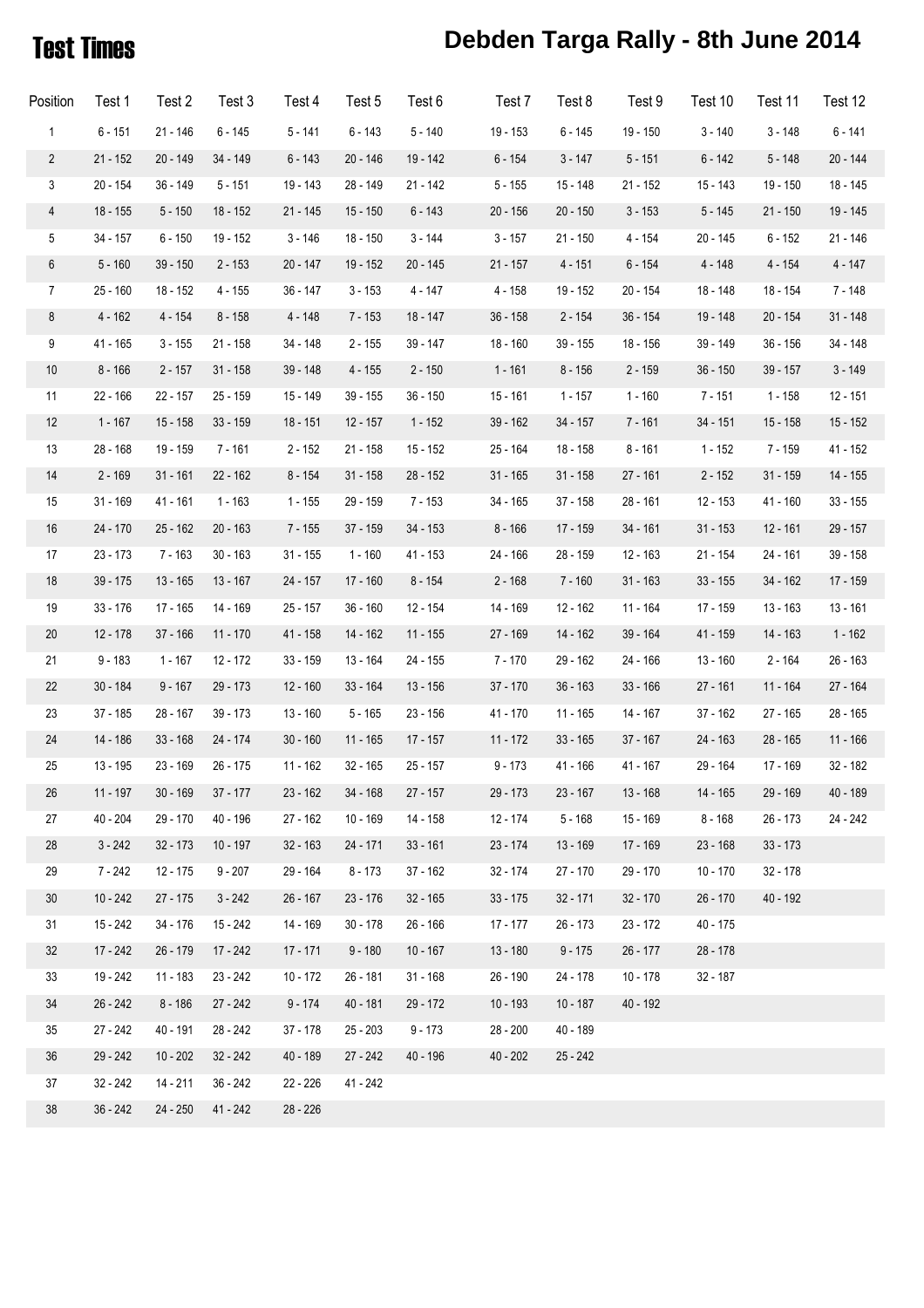# Test Times

## Debden Targa Rally - 8th June 2014

| Position | Test 1 | Test 2 | Test 3 | Test 4 | Test 5 | Test 6 | Test 7 | Test 8 | Test 9 | Test 10 | Test 11 | Test 12 |
|---|---|---|---|---|---|---|---|---|---|---|---|---|
| 1 | 6 - 151 | 21 - 146 | 6 - 145 | 5 - 141 | 6 - 143 | 5 - 140 | 19 - 153 | 6 - 145 | 19 - 150 | 3 - 140 | 3 - 148 | 6 - 141 |
| 2 | 21 - 152 | 20 - 149 | 34 - 149 | 6 - 143 | 20 - 146 | 19 - 142 | 6 - 154 | 3 - 147 | 5 - 151 | 6 - 142 | 5 - 148 | 20 - 144 |
| 3 | 20 - 154 | 36 - 149 | 5 - 151 | 19 - 143 | 28 - 149 | 21 - 142 | 5 - 155 | 15 - 148 | 21 - 152 | 15 - 143 | 19 - 150 | 18 - 145 |
| 4 | 18 - 155 | 5 - 150 | 18 - 152 | 21 - 145 | 15 - 150 | 6 - 143 | 20 - 156 | 20 - 150 | 3 - 153 | 5 - 145 | 21 - 150 | 19 - 145 |
| 5 | 34 - 157 | 6 - 150 | 19 - 152 | 3 - 146 | 18 - 150 | 3 - 144 | 3 - 157 | 21 - 150 | 4 - 154 | 20 - 145 | 6 - 152 | 21 - 146 |
| 6 | 5 - 160 | 39 - 150 | 2 - 153 | 20 - 147 | 19 - 152 | 20 - 145 | 21 - 157 | 4 - 151 | 6 - 154 | 4 - 148 | 4 - 154 | 4 - 147 |
| 7 | 25 - 160 | 18 - 152 | 4 - 155 | 36 - 147 | 3 - 153 | 4 - 147 | 4 - 158 | 19 - 152 | 20 - 154 | 18 - 148 | 18 - 154 | 7 - 148 |
| 8 | 4 - 162 | 4 - 154 | 8 - 158 | 4 - 148 | 7 - 153 | 18 - 147 | 36 - 158 | 2 - 154 | 36 - 154 | 19 - 148 | 20 - 154 | 31 - 148 |
| 9 | 41 - 165 | 3 - 155 | 21 - 158 | 34 - 148 | 2 - 155 | 39 - 147 | 18 - 160 | 39 - 155 | 18 - 156 | 39 - 149 | 36 - 156 | 34 - 148 |
| 10 | 8 - 166 | 2 - 157 | 31 - 158 | 39 - 148 | 4 - 155 | 2 - 150 | 1 - 161 | 8 - 156 | 2 - 159 | 36 - 150 | 39 - 157 | 3 - 149 |
| 11 | 22 - 166 | 22 - 157 | 25 - 159 | 15 - 149 | 39 - 155 | 36 - 150 | 15 - 161 | 1 - 157 | 1 - 160 | 7 - 151 | 1 - 158 | 12 - 151 |
| 12 | 1 - 167 | 15 - 158 | 33 - 159 | 18 - 151 | 12 - 157 | 1 - 152 | 39 - 162 | 34 - 157 | 7 - 161 | 34 - 151 | 15 - 158 | 15 - 152 |
| 13 | 28 - 168 | 19 - 159 | 7 - 161 | 2 - 152 | 21 - 158 | 15 - 152 | 25 - 164 | 18 - 158 | 8 - 161 | 1 - 152 | 7 - 159 | 41 - 152 |
| 14 | 2 - 169 | 31 - 161 | 22 - 162 | 8 - 154 | 31 - 158 | 28 - 152 | 31 - 165 | 31 - 158 | 27 - 161 | 2 - 152 | 31 - 159 | 14 - 155 |
| 15 | 31 - 169 | 41 - 161 | 1 - 163 | 1 - 155 | 29 - 159 | 7 - 153 | 34 - 165 | 37 - 158 | 28 - 161 | 12 - 153 | 41 - 160 | 33 - 155 |
| 16 | 24 - 170 | 25 - 162 | 20 - 163 | 7 - 155 | 37 - 159 | 34 - 153 | 8 - 166 | 17 - 159 | 34 - 161 | 31 - 153 | 12 - 161 | 29 - 157 |
| 17 | 23 - 173 | 7 - 163 | 30 - 163 | 31 - 155 | 1 - 160 | 41 - 153 | 24 - 166 | 28 - 159 | 12 - 163 | 21 - 154 | 24 - 161 | 39 - 158 |
| 18 | 39 - 175 | 13 - 165 | 13 - 167 | 24 - 157 | 17 - 160 | 8 - 154 | 2 - 168 | 7 - 160 | 31 - 163 | 33 - 155 | 34 - 162 | 17 - 159 |
| 19 | 33 - 176 | 17 - 165 | 14 - 169 | 25 - 157 | 36 - 160 | 12 - 154 | 14 - 169 | 12 - 162 | 11 - 164 | 17 - 159 | 13 - 163 | 13 - 161 |
| 20 | 12 - 178 | 37 - 166 | 11 - 170 | 41 - 158 | 14 - 162 | 11 - 155 | 27 - 169 | 14 - 162 | 39 - 164 | 41 - 159 | 14 - 163 | 1 - 162 |
| 21 | 9 - 183 | 1 - 167 | 12 - 172 | 33 - 159 | 13 - 164 | 24 - 155 | 7 - 170 | 29 - 162 | 24 - 166 | 13 - 160 | 2 - 164 | 26 - 163 |
| 22 | 30 - 184 | 9 - 167 | 29 - 173 | 12 - 160 | 33 - 164 | 13 - 156 | 37 - 170 | 36 - 163 | 33 - 166 | 27 - 161 | 11 - 164 | 27 - 164 |
| 23 | 37 - 185 | 28 - 167 | 39 - 173 | 13 - 160 | 5 - 165 | 23 - 156 | 41 - 170 | 11 - 165 | 14 - 167 | 37 - 162 | 27 - 165 | 28 - 165 |
| 24 | 14 - 186 | 33 - 168 | 24 - 174 | 30 - 160 | 11 - 165 | 17 - 157 | 11 - 172 | 33 - 165 | 37 - 167 | 24 - 163 | 28 - 165 | 11 - 166 |
| 25 | 13 - 195 | 23 - 169 | 26 - 175 | 11 - 162 | 32 - 165 | 25 - 157 | 9 - 173 | 41 - 166 | 41 - 167 | 29 - 164 | 17 - 169 | 32 - 182 |
| 26 | 11 - 197 | 30 - 169 | 37 - 177 | 23 - 162 | 34 - 168 | 27 - 157 | 29 - 173 | 23 - 167 | 13 - 168 | 14 - 165 | 29 - 169 | 40 - 189 |
| 27 | 40 - 204 | 29 - 170 | 40 - 196 | 27 - 162 | 10 - 169 | 14 - 158 | 12 - 174 | 5 - 168 | 15 - 169 | 8 - 168 | 26 - 173 | 24 - 242 |
| 28 | 3 - 242 | 32 - 173 | 10 - 197 | 32 - 163 | 24 - 171 | 33 - 161 | 23 - 174 | 13 - 169 | 17 - 169 | 23 - 168 | 33 - 173 | |
| 29 | 7 - 242 | 12 - 175 | 9 - 207 | 29 - 164 | 8 - 173 | 37 - 162 | 32 - 174 | 27 - 170 | 29 - 170 | 10 - 170 | 32 - 178 | |
| 30 | 10 - 242 | 27 - 175 | 3 - 242 | 26 - 167 | 23 - 176 | 32 - 165 | 33 - 175 | 32 - 171 | 32 - 170 | 26 - 170 | 40 - 192 | |
| 31 | 15 - 242 | 34 - 176 | 15 - 242 | 14 - 169 | 30 - 178 | 26 - 166 | 17 - 177 | 26 - 173 | 23 - 172 | 40 - 175 | | |
| 32 | 17 - 242 | 26 - 179 | 17 - 242 | 17 - 171 | 9 - 180 | 10 - 167 | 13 - 180 | 9 - 175 | 26 - 177 | 28 - 178 | | |
| 33 | 19 - 242 | 11 - 183 | 23 - 242 | 10 - 172 | 26 - 181 | 31 - 168 | 26 - 190 | 24 - 178 | 10 - 178 | 32 - 187 | | |
| 34 | 26 - 242 | 8 - 186 | 27 - 242 | 9 - 174 | 40 - 181 | 29 - 172 | 10 - 193 | 10 - 187 | 40 - 192 | | | |
| 35 | 27 - 242 | 40 - 191 | 28 - 242 | 37 - 178 | 25 - 203 | 9 - 173 | 28 - 200 | 40 - 189 | | | | |
| 36 | 29 - 242 | 10 - 202 | 32 - 242 | 40 - 189 | 27 - 242 | 40 - 196 | 40 - 202 | 25 - 242 | | | | |
| 37 | 32 - 242 | 14 - 211 | 36 - 242 | 22 - 226 | 41 - 242 | | | | | | | |
| 38 | 36 - 242 | 24 - 250 | 41 - 242 | 28 - 226 | | | | | | | | |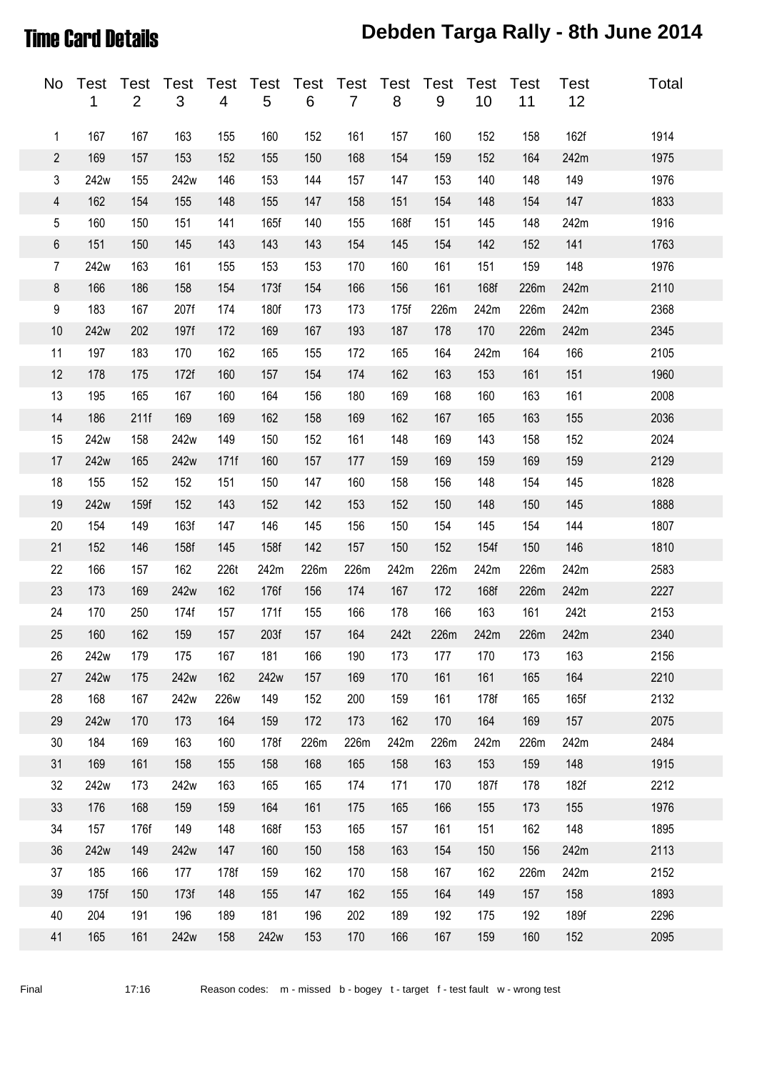# Time Card Details

## Debden Targa Rally - 8th June 2014

| No | Test 1 | Test 2 | Test 3 | Test 4 | Test 5 | Test 6 | Test 7 | Test 8 | Test 9 | Test 10 | Test 11 | Test 12 | Total |
|---|---|---|---|---|---|---|---|---|---|---|---|---|---|
| 1 | 167 | 167 | 163 | 155 | 160 | 152 | 161 | 157 | 160 | 152 | 158 | 162f | 1914 |
| 2 | 169 | 157 | 153 | 152 | 155 | 150 | 168 | 154 | 159 | 152 | 164 | 242m | 1975 |
| 3 | 242w | 155 | 242w | 146 | 153 | 144 | 157 | 147 | 153 | 140 | 148 | 149 | 1976 |
| 4 | 162 | 154 | 155 | 148 | 155 | 147 | 158 | 151 | 154 | 148 | 154 | 147 | 1833 |
| 5 | 160 | 150 | 151 | 141 | 165f | 140 | 155 | 168f | 151 | 145 | 148 | 242m | 1916 |
| 6 | 151 | 150 | 145 | 143 | 143 | 143 | 154 | 145 | 154 | 142 | 152 | 141 | 1763 |
| 7 | 242w | 163 | 161 | 155 | 153 | 153 | 170 | 160 | 161 | 151 | 159 | 148 | 1976 |
| 8 | 166 | 186 | 158 | 154 | 173f | 154 | 166 | 156 | 161 | 168f | 226m | 242m | 2110 |
| 9 | 183 | 167 | 207f | 174 | 180f | 173 | 173 | 175f | 226m | 242m | 226m | 242m | 2368 |
| 10 | 242w | 202 | 197f | 172 | 169 | 167 | 193 | 187 | 178 | 170 | 226m | 242m | 2345 |
| 11 | 197 | 183 | 170 | 162 | 165 | 155 | 172 | 165 | 164 | 242m | 164 | 166 | 2105 |
| 12 | 178 | 175 | 172f | 160 | 157 | 154 | 174 | 162 | 163 | 153 | 161 | 151 | 1960 |
| 13 | 195 | 165 | 167 | 160 | 164 | 156 | 180 | 169 | 168 | 160 | 163 | 161 | 2008 |
| 14 | 186 | 211f | 169 | 169 | 162 | 158 | 169 | 162 | 167 | 165 | 163 | 155 | 2036 |
| 15 | 242w | 158 | 242w | 149 | 150 | 152 | 161 | 148 | 169 | 143 | 158 | 152 | 2024 |
| 17 | 242w | 165 | 242w | 171f | 160 | 157 | 177 | 159 | 169 | 159 | 169 | 159 | 2129 |
| 18 | 155 | 152 | 152 | 151 | 150 | 147 | 160 | 158 | 156 | 148 | 154 | 145 | 1828 |
| 19 | 242w | 159f | 152 | 143 | 152 | 142 | 153 | 152 | 150 | 148 | 150 | 145 | 1888 |
| 20 | 154 | 149 | 163f | 147 | 146 | 145 | 156 | 150 | 154 | 145 | 154 | 144 | 1807 |
| 21 | 152 | 146 | 158f | 145 | 158f | 142 | 157 | 150 | 152 | 154f | 150 | 146 | 1810 |
| 22 | 166 | 157 | 162 | 226t | 242m | 226m | 226m | 242m | 226m | 242m | 226m | 242m | 2583 |
| 23 | 173 | 169 | 242w | 162 | 176f | 156 | 174 | 167 | 172 | 168f | 226m | 242m | 2227 |
| 24 | 170 | 250 | 174f | 157 | 171f | 155 | 166 | 178 | 166 | 163 | 161 | 242t | 2153 |
| 25 | 160 | 162 | 159 | 157 | 203f | 157 | 164 | 242t | 226m | 242m | 226m | 242m | 2340 |
| 26 | 242w | 179 | 175 | 167 | 181 | 166 | 190 | 173 | 177 | 170 | 173 | 163 | 2156 |
| 27 | 242w | 175 | 242w | 162 | 242w | 157 | 169 | 170 | 161 | 161 | 165 | 164 | 2210 |
| 28 | 168 | 167 | 242w | 226w | 149 | 152 | 200 | 159 | 161 | 178f | 165 | 165f | 2132 |
| 29 | 242w | 170 | 173 | 164 | 159 | 172 | 173 | 162 | 170 | 164 | 169 | 157 | 2075 |
| 30 | 184 | 169 | 163 | 160 | 178f | 226m | 226m | 242m | 226m | 242m | 226m | 242m | 2484 |
| 31 | 169 | 161 | 158 | 155 | 158 | 168 | 165 | 158 | 163 | 153 | 159 | 148 | 1915 |
| 32 | 242w | 173 | 242w | 163 | 165 | 165 | 174 | 171 | 170 | 187f | 178 | 182f | 2212 |
| 33 | 176 | 168 | 159 | 159 | 164 | 161 | 175 | 165 | 166 | 155 | 173 | 155 | 1976 |
| 34 | 157 | 176f | 149 | 148 | 168f | 153 | 165 | 157 | 161 | 151 | 162 | 148 | 1895 |
| 36 | 242w | 149 | 242w | 147 | 160 | 150 | 158 | 163 | 154 | 150 | 156 | 242m | 2113 |
| 37 | 185 | 166 | 177 | 178f | 159 | 162 | 170 | 158 | 167 | 162 | 226m | 242m | 2152 |
| 39 | 175f | 150 | 173f | 148 | 155 | 147 | 162 | 155 | 164 | 149 | 157 | 158 | 1893 |
| 40 | 204 | 191 | 196 | 189 | 181 | 196 | 202 | 189 | 192 | 175 | 192 | 189f | 2296 |
| 41 | 165 | 161 | 242w | 158 | 242w | 153 | 170 | 166 | 167 | 159 | 160 | 152 | 2095 |

Final 17:16 Reason codes: m - missed b - bogey t - target f - test fault w - wrong test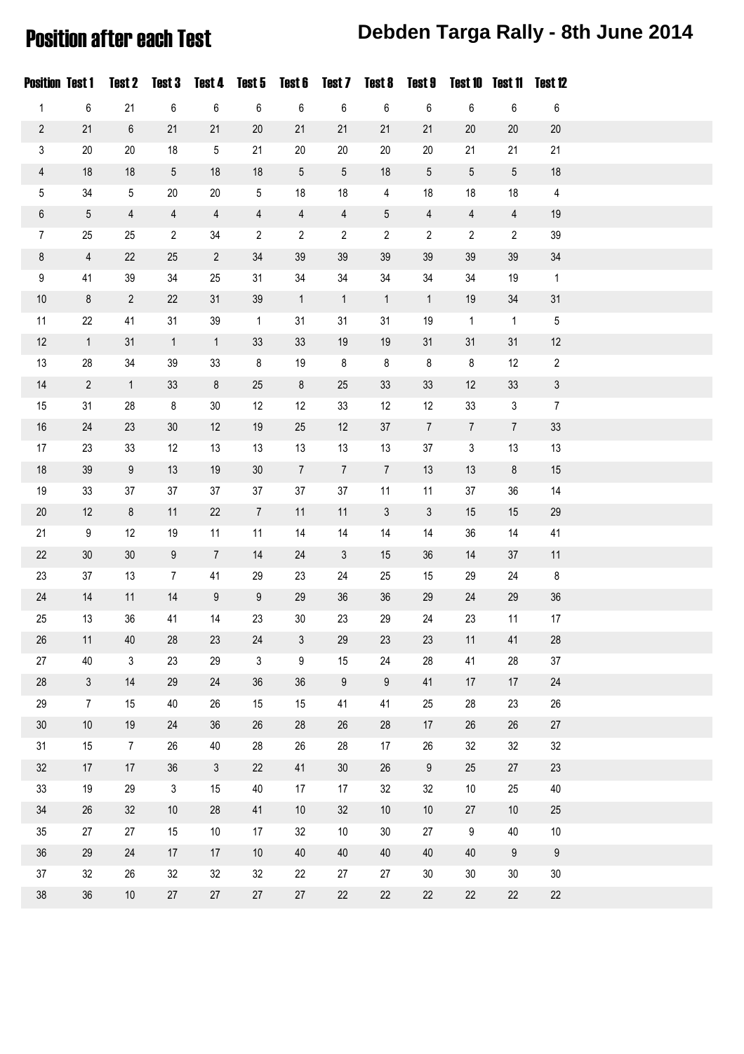# Position after each Test

## Debden Targa Rally - 8th June 2014

| Position | Test 1 | Test 2 | Test 3 | Test 4 | Test 5 | Test 6 | Test 7 | Test 8 | Test 9 | Test 10 | Test 11 | Test 12 |
|---|---|---|---|---|---|---|---|---|---|---|---|---|
| 1 | 6 | 21 | 6 | 6 | 6 | 6 | 6 | 6 | 6 | 6 | 6 | 6 |
| 2 | 21 | 6 | 21 | 21 | 20 | 21 | 21 | 21 | 21 | 20 | 20 | 20 |
| 3 | 20 | 20 | 18 | 5 | 21 | 20 | 20 | 20 | 20 | 21 | 21 | 21 |
| 4 | 18 | 18 | 5 | 18 | 18 | 5 | 5 | 18 | 5 | 5 | 5 | 18 |
| 5 | 34 | 5 | 20 | 20 | 5 | 18 | 18 | 4 | 18 | 18 | 18 | 4 |
| 6 | 5 | 4 | 4 | 4 | 4 | 4 | 4 | 5 | 4 | 4 | 4 | 19 |
| 7 | 25 | 25 | 2 | 34 | 2 | 2 | 2 | 2 | 2 | 2 | 2 | 39 |
| 8 | 4 | 22 | 25 | 2 | 34 | 39 | 39 | 39 | 39 | 39 | 39 | 34 |
| 9 | 41 | 39 | 34 | 25 | 31 | 34 | 34 | 34 | 34 | 34 | 19 | 1 |
| 10 | 8 | 2 | 22 | 31 | 39 | 1 | 1 | 1 | 1 | 19 | 34 | 31 |
| 11 | 22 | 41 | 31 | 39 | 1 | 31 | 31 | 31 | 19 | 1 | 1 | 5 |
| 12 | 1 | 31 | 1 | 1 | 33 | 33 | 19 | 19 | 31 | 31 | 31 | 12 |
| 13 | 28 | 34 | 39 | 33 | 8 | 19 | 8 | 8 | 8 | 8 | 12 | 2 |
| 14 | 2 | 1 | 33 | 8 | 25 | 8 | 25 | 33 | 33 | 12 | 33 | 3 |
| 15 | 31 | 28 | 8 | 30 | 12 | 12 | 33 | 12 | 12 | 33 | 3 | 7 |
| 16 | 24 | 23 | 30 | 12 | 19 | 25 | 12 | 37 | 7 | 7 | 7 | 33 |
| 17 | 23 | 33 | 12 | 13 | 13 | 13 | 13 | 13 | 37 | 3 | 13 | 13 |
| 18 | 39 | 9 | 13 | 19 | 30 | 7 | 7 | 7 | 13 | 13 | 8 | 15 |
| 19 | 33 | 37 | 37 | 37 | 37 | 37 | 37 | 11 | 11 | 37 | 36 | 14 |
| 20 | 12 | 8 | 11 | 22 | 7 | 11 | 11 | 3 | 3 | 15 | 15 | 29 |
| 21 | 9 | 12 | 19 | 11 | 11 | 14 | 14 | 14 | 14 | 36 | 14 | 41 |
| 22 | 30 | 30 | 9 | 7 | 14 | 24 | 3 | 15 | 36 | 14 | 37 | 11 |
| 23 | 37 | 13 | 7 | 41 | 29 | 23 | 24 | 25 | 15 | 29 | 24 | 8 |
| 24 | 14 | 11 | 14 | 9 | 9 | 29 | 36 | 36 | 29 | 24 | 29 | 36 |
| 25 | 13 | 36 | 41 | 14 | 23 | 30 | 23 | 29 | 24 | 23 | 11 | 17 |
| 26 | 11 | 40 | 28 | 23 | 24 | 3 | 29 | 23 | 23 | 11 | 41 | 28 |
| 27 | 40 | 3 | 23 | 29 | 3 | 9 | 15 | 24 | 28 | 41 | 28 | 37 |
| 28 | 3 | 14 | 29 | 24 | 36 | 36 | 9 | 9 | 41 | 17 | 17 | 24 |
| 29 | 7 | 15 | 40 | 26 | 15 | 15 | 41 | 41 | 25 | 28 | 23 | 26 |
| 30 | 10 | 19 | 24 | 36 | 26 | 28 | 26 | 28 | 17 | 26 | 26 | 27 |
| 31 | 15 | 7 | 26 | 40 | 28 | 26 | 28 | 17 | 26 | 32 | 32 | 32 |
| 32 | 17 | 17 | 36 | 3 | 22 | 41 | 30 | 26 | 9 | 25 | 27 | 23 |
| 33 | 19 | 29 | 3 | 15 | 40 | 17 | 17 | 32 | 32 | 10 | 25 | 40 |
| 34 | 26 | 32 | 10 | 28 | 41 | 10 | 32 | 10 | 10 | 27 | 10 | 25 |
| 35 | 27 | 27 | 15 | 10 | 17 | 32 | 10 | 30 | 27 | 9 | 40 | 10 |
| 36 | 29 | 24 | 17 | 17 | 10 | 40 | 40 | 40 | 40 | 40 | 9 | 9 |
| 37 | 32 | 26 | 32 | 32 | 32 | 22 | 27 | 27 | 30 | 30 | 30 | 30 |
| 38 | 36 | 10 | 27 | 27 | 27 | 27 | 22 | 22 | 22 | 22 | 22 | 22 |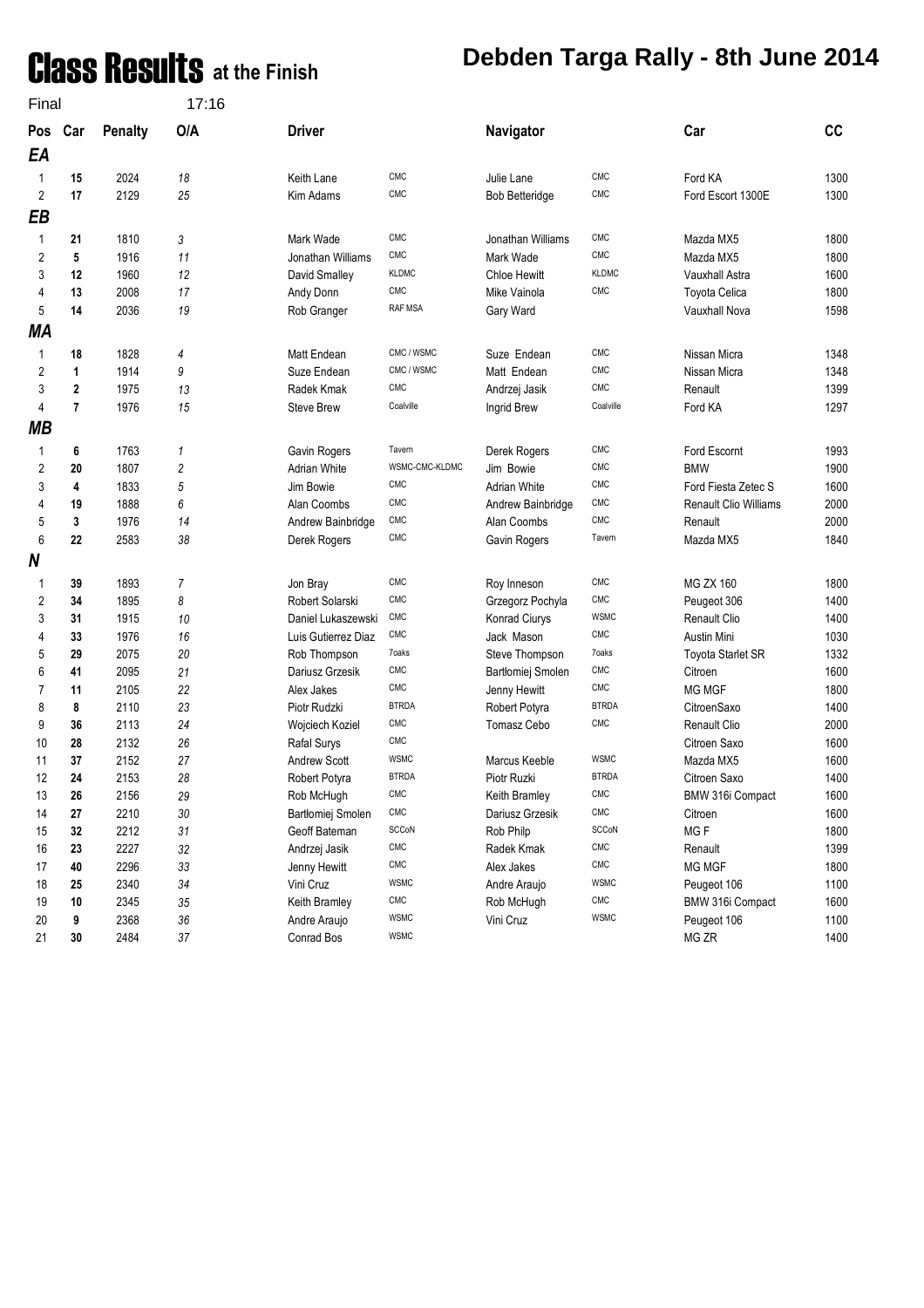# Class Results at the Finish

## Debden Targa Rally - 8th June 2014

Final 17:16

| Pos | Car | Penalty | O/A | Driver | | Navigator | | Car | CC |
|---|---|---|---|---|---|---|---|---|---|
| ***EA*** | | | | | | | | | |
| 1 | **15** | 2024 | *18* | Keith Lane | CMC | Julie Lane | CMC | Ford KA | 1300 |
| 2 | **17** | 2129 | *25* | Kim Adams | CMC | Bob Betteridge | CMC | Ford Escort 1300E | 1300 |
| ***EB*** | | | | | | | | | |
| 1 | **21** | 1810 | *3* | Mark Wade | CMC | Jonathan Williams | CMC | Mazda MX5 | 1800 |
| 2 | **5** | 1916 | *11* | Jonathan Williams | CMC | Mark Wade | CMC | Mazda MX5 | 1800 |
| 3 | **12** | 1960 | *12* | David Smalley | KLDMC | Chloe Hewitt | KLDMC | Vauxhall Astra | 1600 |
| 4 | **13** | 2008 | *17* | Andy Donn | CMC | Mike Vainola | CMC | Toyota Celica | 1800 |
| 5 | **14** | 2036 | *19* | Rob Granger | RAF MSA | Gary Ward | | Vauxhall Nova | 1598 |
| ***MA*** | | | | | | | | | |
| 1 | **18** | 1828 | *4* | Matt Endean | CMC / WSMC | Suze Endean | CMC | Nissan Micra | 1348 |
| 2 | **1** | 1914 | *9* | Suze Endean | CMC / WSMC | Matt Endean | CMC | Nissan Micra | 1348 |
| 3 | **2** | 1975 | *13* | Radek Kmak | CMC | Andrzej Jasik | CMC | Renault | 1399 |
| 4 | **7** | 1976 | *15* | Steve Brew | Coalville | Ingrid Brew | Coalville | Ford KA | 1297 |
| ***MB*** | | | | | | | | | |
| 1 | **6** | 1763 | *1* | Gavin Rogers | Tavern | Derek Rogers | CMC | Ford Escornt | 1993 |
| 2 | **20** | 1807 | *2* | Adrian White | WSMC-CMC-KLDMC | Jim Bowie | CMC | BMW | 1900 |
| 3 | **4** | 1833 | *5* | Jim Bowie | CMC | Adrian White | CMC | Ford Fiesta Zetec S | 1600 |
| 4 | **19** | 1888 | *6* | Alan Coombs | CMC | Andrew Bainbridge | CMC | Renault Clio Williams | 2000 |
| 5 | **3** | 1976 | *14* | Andrew Bainbridge | CMC | Alan Coombs | CMC | Renault | 2000 |
| 6 | **22** | 2583 | *38* | Derek Rogers | CMC | Gavin Rogers | Tavern | Mazda MX5 | 1840 |
| ***N*** | | | | | | | | | |
| 1 | **39** | 1893 | *7* | Jon Bray | CMC | Roy Inneson | CMC | MG ZX 160 | 1800 |
| 2 | **34** | 1895 | *8* | Robert Solarski | CMC | Grzegorz Pochyla | CMC | Peugeot 306 | 1400 |
| 3 | **31** | 1915 | *10* | Daniel Lukaszewski | CMC | Konrad Ciurys | WSMC | Renault Clio | 1400 |
| 4 | **33** | 1976 | *16* | Luis Gutierrez Diaz | CMC | Jack Mason | CMC | Austin Mini | 1030 |
| 5 | **29** | 2075 | *20* | Rob Thompson | 7oaks | Steve Thompson | 7oaks | Toyota Starlet SR | 1332 |
| 6 | **41** | 2095 | *21* | Dariusz Grzesik | CMC | Bartłomiej Smolen | CMC | Citroen | 1600 |
| 7 | **11** | 2105 | *22* | Alex Jakes | CMC | Jenny Hewitt | CMC | MG MGF | 1800 |
| 8 | **8** | 2110 | *23* | Piotr Rudzki | BTRDA | Robert Potyra | BTRDA | CitroenSaxo | 1400 |
| 9 | **36** | 2113 | *24* | Wojciech Koziel | CMC | Tomasz Cebo | CMC | Renault Clio | 2000 |
| 10 | **28** | 2132 | *26* | Rafal Surys | CMC | | | Citroen Saxo | 1600 |
| 11 | **37** | 2152 | *27* | Andrew Scott | WSMC | Marcus Keeble | WSMC | Mazda MX5 | 1600 |
| 12 | **24** | 2153 | *28* | Robert Potyra | BTRDA | Piotr Ruzki | BTRDA | Citroen Saxo | 1400 |
| 13 | **26** | 2156 | *29* | Rob McHugh | CMC | Keith Bramley | CMC | BMW 316i Compact | 1600 |
| 14 | **27** | 2210 | *30* | Bartłomiej Smolen | CMC | Dariusz Grzesik | CMC | Citroen | 1600 |
| 15 | **32** | 2212 | *31* | Geoff Bateman | SCCoN | Rob Philp | SCCoN | MG F | 1800 |
| 16 | **23** | 2227 | *32* | Andrzej Jasik | CMC | Radek Kmak | CMC | Renault | 1399 |
| 17 | **40** | 2296 | *33* | Jenny Hewitt | CMC | Alex Jakes | CMC | MG MGF | 1800 |
| 18 | **25** | 2340 | *34* | Vini Cruz | WSMC | Andre Araujo | WSMC | Peugeot 106 | 1100 |
| 19 | **10** | 2345 | *35* | Keith Bramley | CMC | Rob McHugh | CMC | BMW 316i Compact | 1600 |
| 20 | **9** | 2368 | *36* | Andre Araujo | WSMC | Vini Cruz | WSMC | Peugeot 106 | 1100 |
| 21 | **30** | 2484 | *37* | Conrad Bos | WSMC | | | MG ZR | 1400 |